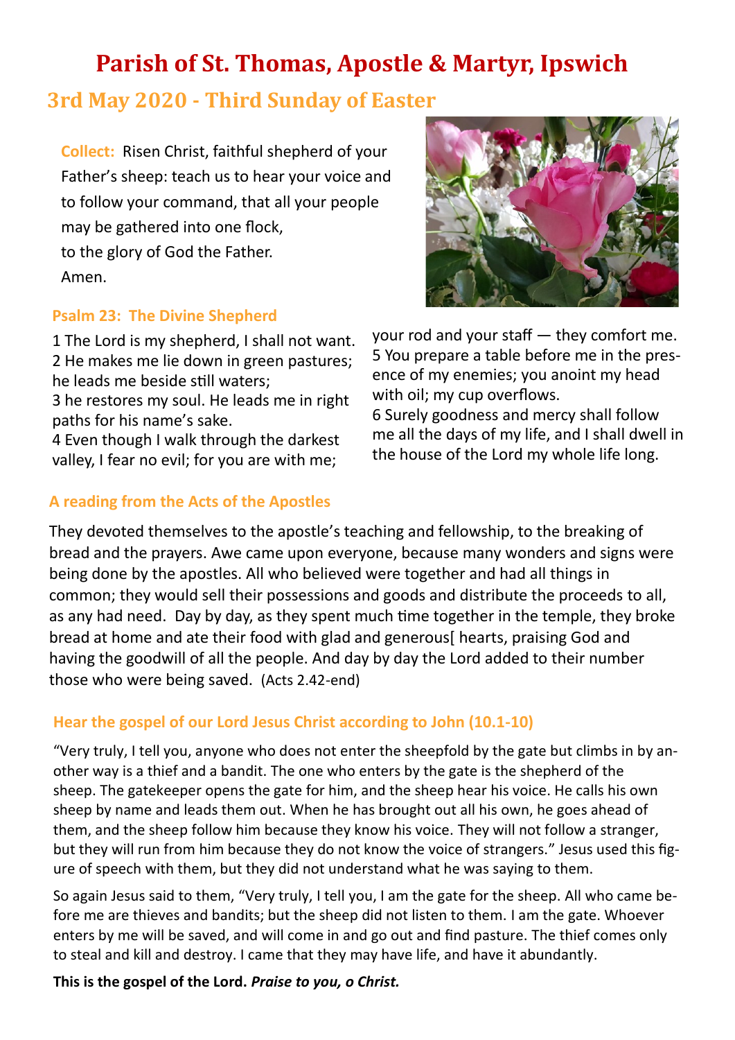# Parish of St. Thomas, Apostle & Martyr, Ipswich

## 3rd May 2020 - Third Sunday of Easter

**Collect:** Risen Christ, faithful shepherd of your Father's sheep: teach us to hear your voice and to follow your command, that all your people may be gathered into one flock, to the glory of God the Father. Amen.

### Psalm 23: The Divine Shepherd

1 The Lord is my shepherd, I shall not want.
2 He makes me lie down in green pastures; he leads me beside still waters;
3 he restores my soul. He leads me in right paths for his name's sake.
4 Even though I walk through the darkest valley, I fear no evil; for you are with me; your rod and your staff — they comfort me.
5 You prepare a table before me in the presence of my enemies; you anoint my head with oil; my cup overflows.
6 Surely goodness and mercy shall follow me all the days of my life, and I shall dwell in the house of the Lord my whole life long.

### A reading from the Acts of the Apostles

They devoted themselves to the apostle's teaching and fellowship, to the breaking of bread and the prayers. Awe came upon everyone, because many wonders and signs were being done by the apostles. All who believed were together and had all things in common; they would sell their possessions and goods and distribute the proceeds to all, as any had need. Day by day, as they spent much time together in the temple, they broke bread at home and ate their food with glad and generous[ hearts, praising God and having the goodwill of all the people. And day by day the Lord added to their number those who were being saved. (Acts 2.42-end)

### Hear the gospel of our Lord Jesus Christ according to John (10.1-10)

"Very truly, I tell you, anyone who does not enter the sheepfold by the gate but climbs in by another way is a thief and a bandit. The one who enters by the gate is the shepherd of the sheep. The gatekeeper opens the gate for him, and the sheep hear his voice. He calls his own sheep by name and leads them out. When he has brought out all his own, he goes ahead of them, and the sheep follow him because they know his voice. They will not follow a stranger, but they will run from him because they do not know the voice of strangers." Jesus used this figure of speech with them, but they did not understand what he was saying to them.

So again Jesus said to them, "Very truly, I tell you, I am the gate for the sheep. All who came before me are thieves and bandits; but the sheep did not listen to them. I am the gate. Whoever enters by me will be saved, and will come in and go out and find pasture. The thief comes only to steal and kill and destroy. I came that they may have life, and have it abundantly.

**This is the gospel of the Lord.** ***Praise to you, o Christ.***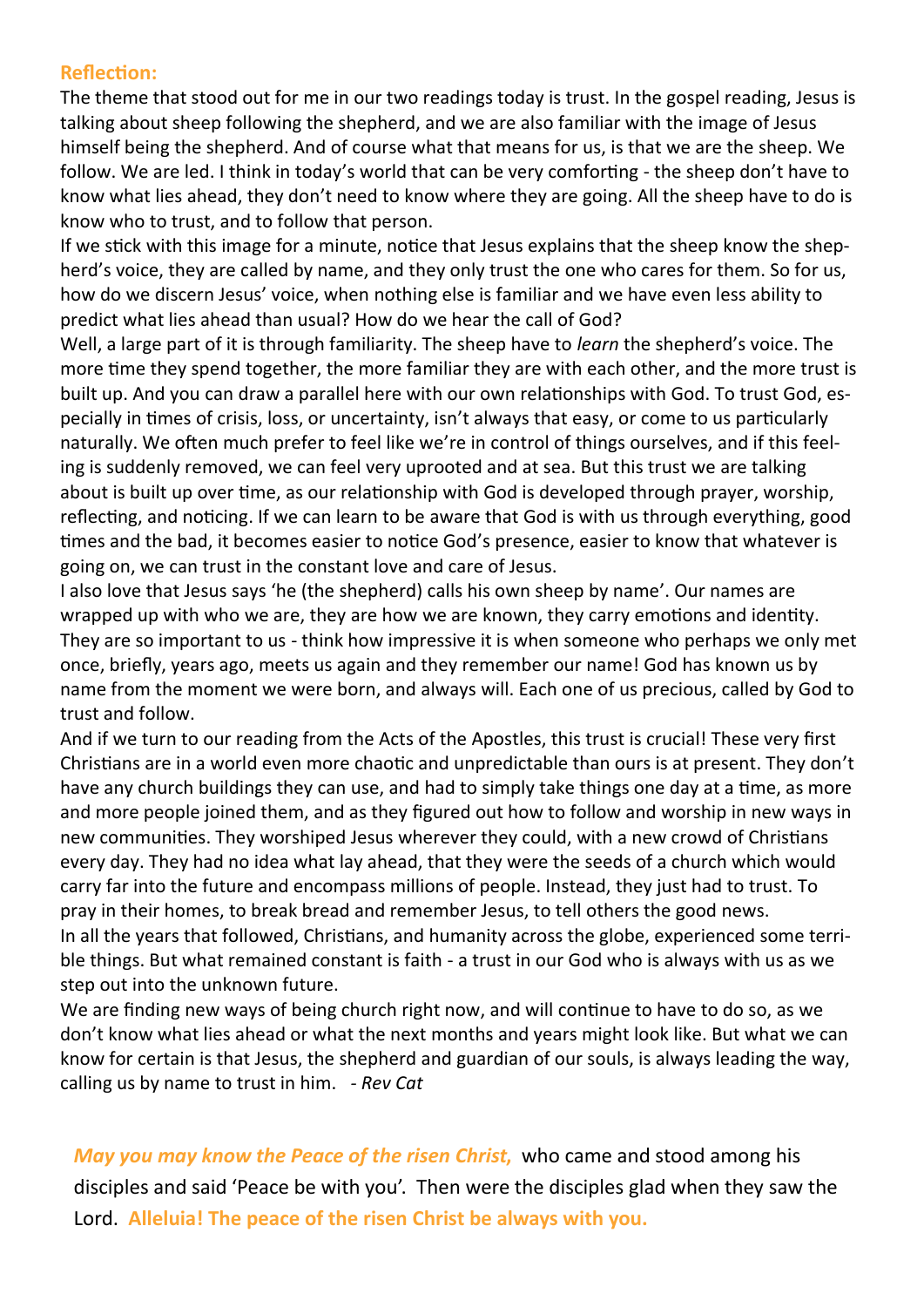**Reflection:**

The theme that stood out for me in our two readings today is trust. In the gospel reading, Jesus is talking about sheep following the shepherd, and we are also familiar with the image of Jesus himself being the shepherd. And of course what that means for us, is that we are the sheep. We follow. We are led. I think in today's world that can be very comforting - the sheep don't have to know what lies ahead, they don't need to know where they are going. All the sheep have to do is know who to trust, and to follow that person.

If we stick with this image for a minute, notice that Jesus explains that the sheep know the shepherd's voice, they are called by name, and they only trust the one who cares for them. So for us, how do we discern Jesus' voice, when nothing else is familiar and we have even less ability to predict what lies ahead than usual? How do we hear the call of God?

Well, a large part of it is through familiarity. The sheep have to *learn* the shepherd's voice. The more time they spend together, the more familiar they are with each other, and the more trust is built up. And you can draw a parallel here with our own relationships with God. To trust God, especially in times of crisis, loss, or uncertainty, isn't always that easy, or come to us particularly naturally. We often much prefer to feel like we're in control of things ourselves, and if this feeling is suddenly removed, we can feel very uprooted and at sea. But this trust we are talking about is built up over time, as our relationship with God is developed through prayer, worship, reflecting, and noticing. If we can learn to be aware that God is with us through everything, good times and the bad, it becomes easier to notice God's presence, easier to know that whatever is going on, we can trust in the constant love and care of Jesus.

I also love that Jesus says 'he (the shepherd) calls his own sheep by name'. Our names are wrapped up with who we are, they are how we are known, they carry emotions and identity. They are so important to us - think how impressive it is when someone who perhaps we only met once, briefly, years ago, meets us again and they remember our name! God has known us by name from the moment we were born, and always will. Each one of us precious, called by God to trust and follow.

And if we turn to our reading from the Acts of the Apostles, this trust is crucial! These very first Christians are in a world even more chaotic and unpredictable than ours is at present. They don't have any church buildings they can use, and had to simply take things one day at a time, as more and more people joined them, and as they figured out how to follow and worship in new ways in new communities. They worshiped Jesus wherever they could, with a new crowd of Christians every day. They had no idea what lay ahead, that they were the seeds of a church which would carry far into the future and encompass millions of people. Instead, they just had to trust. To pray in their homes, to break bread and remember Jesus, to tell others the good news.

In all the years that followed, Christians, and humanity across the globe, experienced some terrible things. But what remained constant is faith - a trust in our God who is always with us as we step out into the unknown future.

We are finding new ways of being church right now, and will continue to have to do so, as we don't know what lies ahead or what the next months and years might look like. But what we can know for certain is that Jesus, the shepherd and guardian of our souls, is always leading the way, calling us by name to trust in him. *- Rev Cat*

***May you may know the Peace of the risen Christ,*** who came and stood among his disciples and said 'Peace be with you'. Then were the disciples glad when they saw the Lord. **Alleluia! The peace of the risen Christ be always with you.**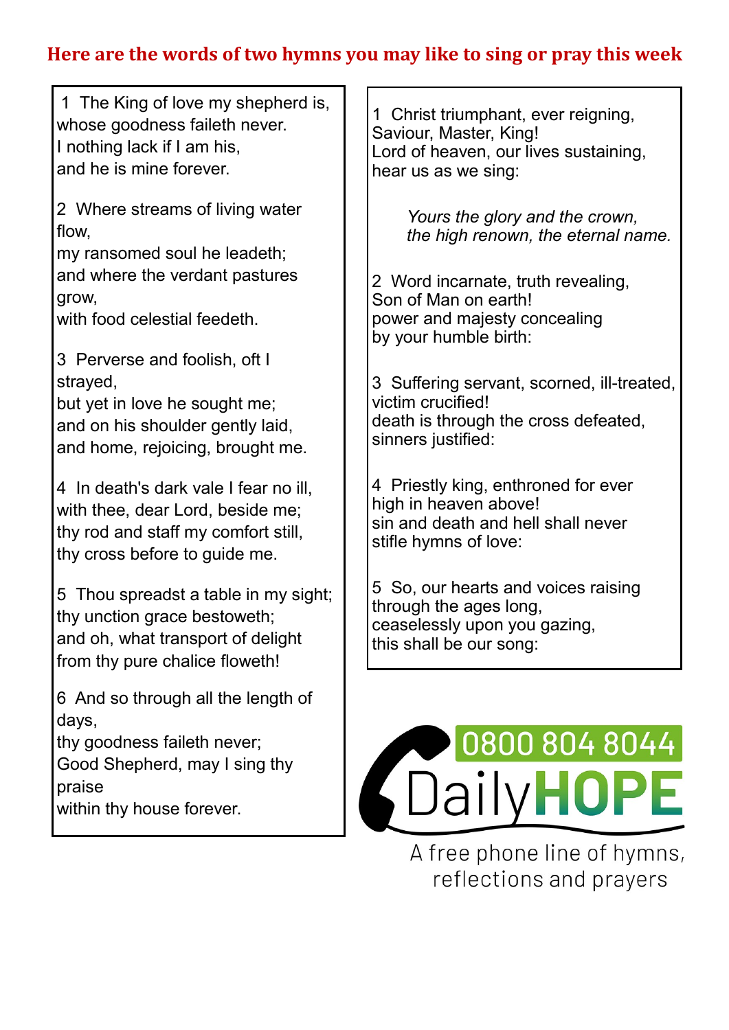## Here are the words of two hymns you may like to sing or pray this week

1 The King of love my shepherd is,
whose goodness faileth never.
I nothing lack if I am his,
and he is mine forever.

2 Where streams of living water flow,
my ransomed soul he leadeth;
and where the verdant pastures grow,
with food celestial feedeth.

3 Perverse and foolish, oft I strayed,
but yet in love he sought me;
and on his shoulder gently laid,
and home, rejoicing, brought me.

4 In death's dark vale I fear no ill,
with thee, dear Lord, beside me;
thy rod and staff my comfort still,
thy cross before to guide me.

5 Thou spreadst a table in my sight;
thy unction grace bestoweth;
and oh, what transport of delight
from thy pure chalice floweth!

6 And so through all the length of days,
thy goodness faileth never;
Good Shepherd, may I sing thy praise
within thy house forever.

---

1 Christ triumphant, ever reigning,
Saviour, Master, King!
Lord of heaven, our lives sustaining,
hear us as we sing:

*Yours the glory and the crown,*
*the high renown, the eternal name.*

2 Word incarnate, truth revealing,
Son of Man on earth!
power and majesty concealing
by your humble birth:

3 Suffering servant, scorned, ill-treated,
victim crucified!
death is through the cross defeated,
sinners justified:

4 Priestly king, enthroned for ever
high in heaven above!
sin and death and hell shall never
stifle hymns of love:

5 So, our hearts and voices raising
through the ages long,
ceaselessly upon you gazing,
this shall be our song:

---

0800 804 8044

DailyHOPE

A free phone line of hymns, reflections and prayers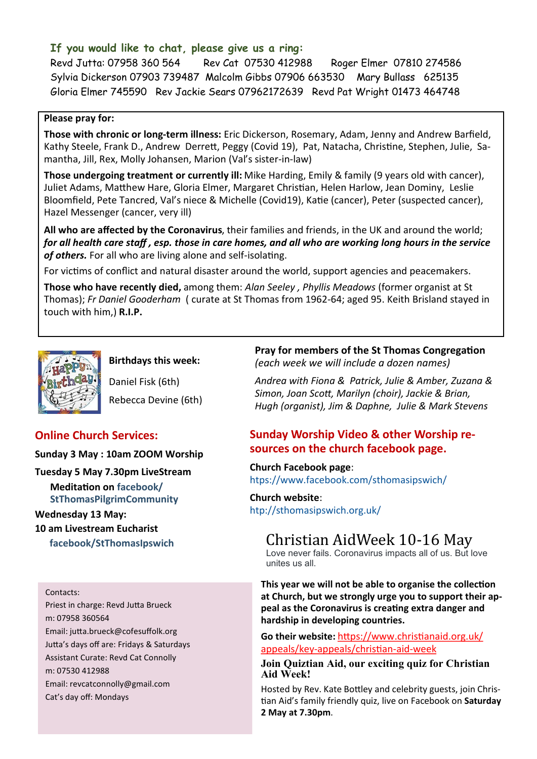**If you would like to chat, please give us a ring:**

Revd Jutta: 07958 360 564 Rev Cat 07530 412988 Roger Elmer 07810 274586
Sylvia Dickerson 07903 739487 Malcolm Gibbs 07906 663530 Mary Bullass 625135
Gloria Elmer 745590 Rev Jackie Sears 07962172639 Revd Pat Wright 01473 464748

**Please pray for:**

**Those with chronic or long-term illness:** Eric Dickerson, Rosemary, Adam, Jenny and Andrew Barfield, Kathy Steele, Frank D., Andrew Derrett, Peggy (Covid 19), Pat, Natacha, Christine, Stephen, Julie, Samantha, Jill, Rex, Molly Johansen, Marion (Val's sister-in-law)

**Those undergoing treatment or currently ill:** Mike Harding, Emily & family (9 years old with cancer), Juliet Adams, Matthew Hare, Gloria Elmer, Margaret Christian, Helen Harlow, Jean Dominy, Leslie Bloomfield, Pete Tancred, Val's niece & Michelle (Covid19), Katie (cancer), Peter (suspected cancer), Hazel Messenger (cancer, very ill)

**All who are affected by the Coronavirus**, their families and friends, in the UK and around the world; ***for all health care staff , esp. those in care homes, and all who are working long hours in the service of others.*** For all who are living alone and self-isolating.

For victims of conflict and natural disaster around the world, support agencies and peacemakers.

**Those who have recently died,** among them: *Alan Seeley , Phyllis Meadows* (former organist at St Thomas); *Fr Daniel Gooderham* ( curate at St Thomas from 1962-64; aged 95. Keith Brisland stayed in touch with him,) **R.I.P.**

**Birthdays this week:**

Daniel Fisk (6th)

Rebecca Devine (6th)

**Pray for members of the St Thomas Congregation**
*(each week we will include a dozen names)*

*Andrea with Fiona & Patrick, Julie & Amber, Zuzana & Simon, Joan Scott, Marilyn (choir), Jackie & Brian, Hugh (organist), Jim & Daphne, Julie & Mark Stevens*

## Online Church Services:

**Sunday 3 May : 10am ZOOM Worship**

**Tuesday 5 May 7.30pm LiveStream**
**Meditation on facebook/ StThomasPilgrimCommunity**

**Wednesday 13 May:**
**10 am Livestream Eucharist**
**facebook/StThomasIpswich**

## Sunday Worship Video & other Worship resources on the church facebook page.

**Church Facebook page**:
https://www.facebook.com/sthomasipswich/

**Church website**:
htp://sthomasipswich.org.uk/

Contacts:
Priest in charge: Revd Jutta Brueck
m: 07958 360564
Email: jutta.brueck@cofesuffolk.org
Jutta's days off are: Fridays & Saturdays
Assistant Curate: Revd Cat Connolly
m: 07530 412988
Email: revcatconnolly@gmail.com
Cat's day off: Mondays

# Christian AidWeek 10-16 May

Love never fails. Coronavirus impacts all of us. But love unites us all.

**This year we will not be able to organise the collection at Church, but we strongly urge you to support their appeal as the Coronavirus is creating extra danger and hardship in developing countries.**

**Go their website:** https://www.christianaid.org.uk/appeals/key-appeals/christian-aid-week

**Join Quiztian Aid, our exciting quiz for Christian Aid Week!**

Hosted by Rev. Kate Bottley and celebrity guests, join Christian Aid's family friendly quiz, live on Facebook on **Saturday 2 May at 7.30pm**.